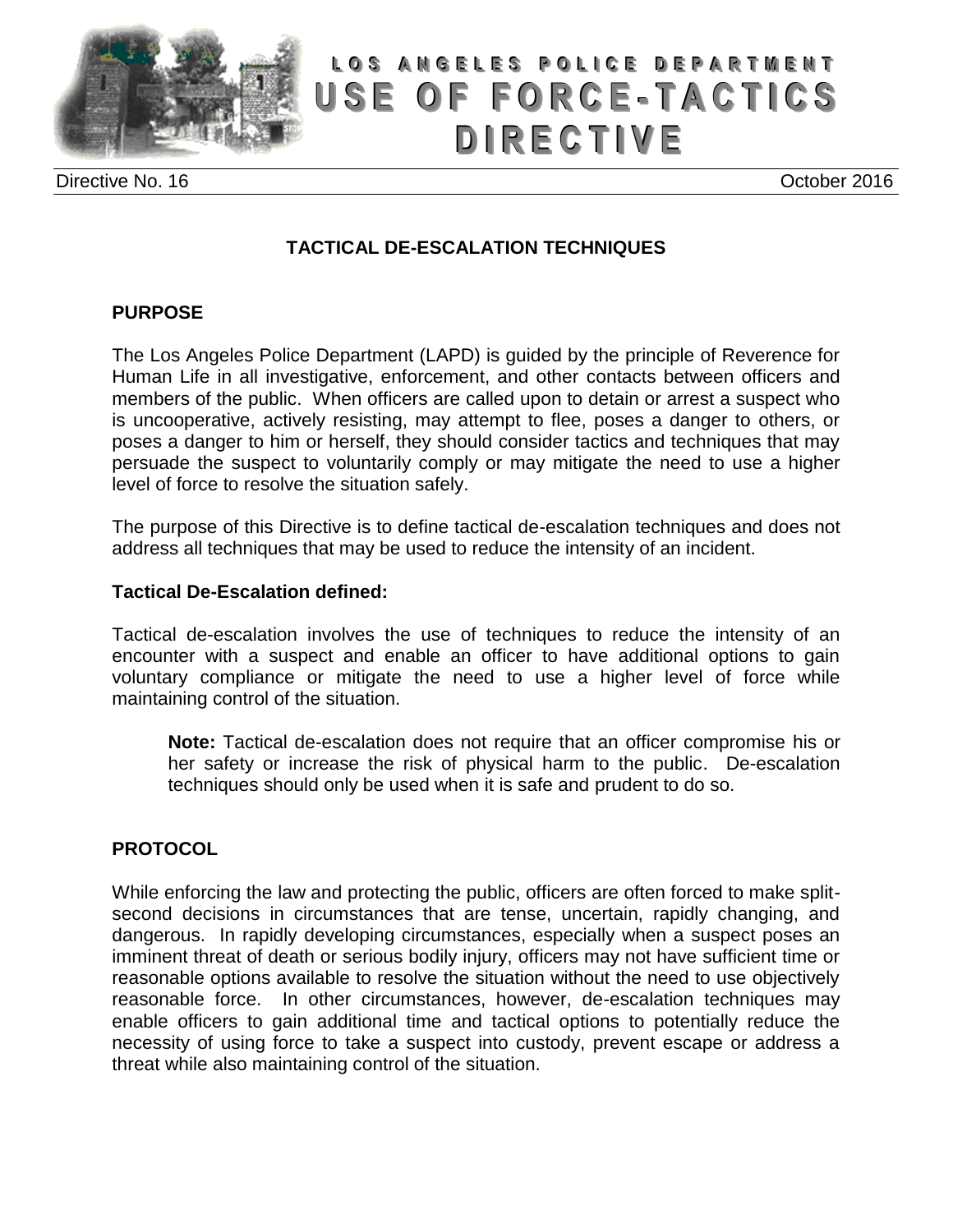# LOS ANGELES POLICE DEPARTMENT USE OF FORCE-TACTICS DIRECTIVE

Directive No. 16 October 2016

## TACTICAL DE-ESCALATION TECHNIQUES

### PURPOSE

The Los Angeles Police Department (LAPD) is guided by the principle of Reverence for Human Life in all investigative, enforcement, and other contacts between officers and members of the public. When officers are called upon to detain or arrest a suspect who is uncooperative, actively resisting, may attempt to flee, poses a danger to others, or poses a danger to him or herself, they should consider tactics and techniques that may persuade the suspect to voluntarily comply or may mitigate the need to use a higher level of force to resolve the situation safely.

The purpose of this Directive is to define tactical de-escalation techniques and does not address all techniques that may be used to reduce the intensity of an incident.

**Tactical De-Escalation defined:**

Tactical de-escalation involves the use of techniques to reduce the intensity of an encounter with a suspect and enable an officer to have additional options to gain voluntary compliance or mitigate the need to use a higher level of force while maintaining control of the situation.

> **Note:** Tactical de-escalation does not require that an officer compromise his or her safety or increase the risk of physical harm to the public. De-escalation techniques should only be used when it is safe and prudent to do so.

### PROTOCOL

While enforcing the law and protecting the public, officers are often forced to make split-second decisions in circumstances that are tense, uncertain, rapidly changing, and dangerous. In rapidly developing circumstances, especially when a suspect poses an imminent threat of death or serious bodily injury, officers may not have sufficient time or reasonable options available to resolve the situation without the need to use objectively reasonable force. In other circumstances, however, de-escalation techniques may enable officers to gain additional time and tactical options to potentially reduce the necessity of using force to take a suspect into custody, prevent escape or address a threat while also maintaining control of the situation.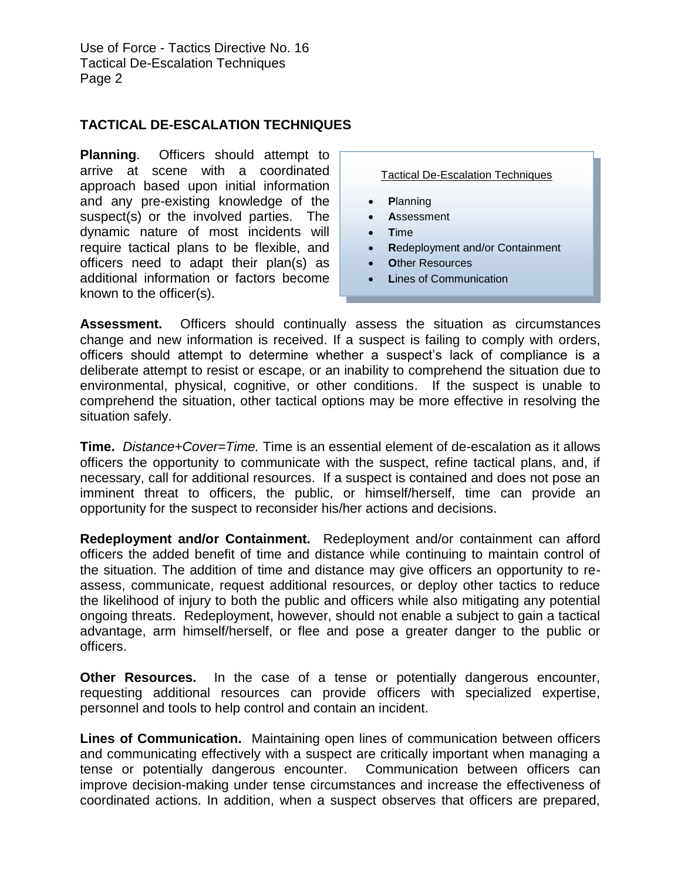## TACTICAL DE-ESCALATION TECHNIQUES

Tactical De-Escalation Techniques

- **P**lanning
- **A**ssessment
- **T**ime
- **R**edeployment and/or Containment
- **O**ther Resources
- **L**ines of Communication

**Planning**. Officers should attempt to arrive at scene with a coordinated approach based upon initial information and any pre-existing knowledge of the suspect(s) or the involved parties. The dynamic nature of most incidents will require tactical plans to be flexible, and officers need to adapt their plan(s) as additional information or factors become known to the officer(s).

**Assessment.** Officers should continually assess the situation as circumstances change and new information is received. If a suspect is failing to comply with orders, officers should attempt to determine whether a suspect's lack of compliance is a deliberate attempt to resist or escape, or an inability to comprehend the situation due to environmental, physical, cognitive, or other conditions. If the suspect is unable to comprehend the situation, other tactical options may be more effective in resolving the situation safely.

**Time.** *Distance+Cover=Time.* Time is an essential element of de-escalation as it allows officers the opportunity to communicate with the suspect, refine tactical plans, and, if necessary, call for additional resources. If a suspect is contained and does not pose an imminent threat to officers, the public, or himself/herself, time can provide an opportunity for the suspect to reconsider his/her actions and decisions.

**Redeployment and/or Containment.** Redeployment and/or containment can afford officers the added benefit of time and distance while continuing to maintain control of the situation. The addition of time and distance may give officers an opportunity to re-assess, communicate, request additional resources, or deploy other tactics to reduce the likelihood of injury to both the public and officers while also mitigating any potential ongoing threats. Redeployment, however, should not enable a subject to gain a tactical advantage, arm himself/herself, or flee and pose a greater danger to the public or officers.

**Other Resources.** In the case of a tense or potentially dangerous encounter, requesting additional resources can provide officers with specialized expertise, personnel and tools to help control and contain an incident.

**Lines of Communication.** Maintaining open lines of communication between officers and communicating effectively with a suspect are critically important when managing a tense or potentially dangerous encounter. Communication between officers can improve decision-making under tense circumstances and increase the effectiveness of coordinated actions. In addition, when a suspect observes that officers are prepared,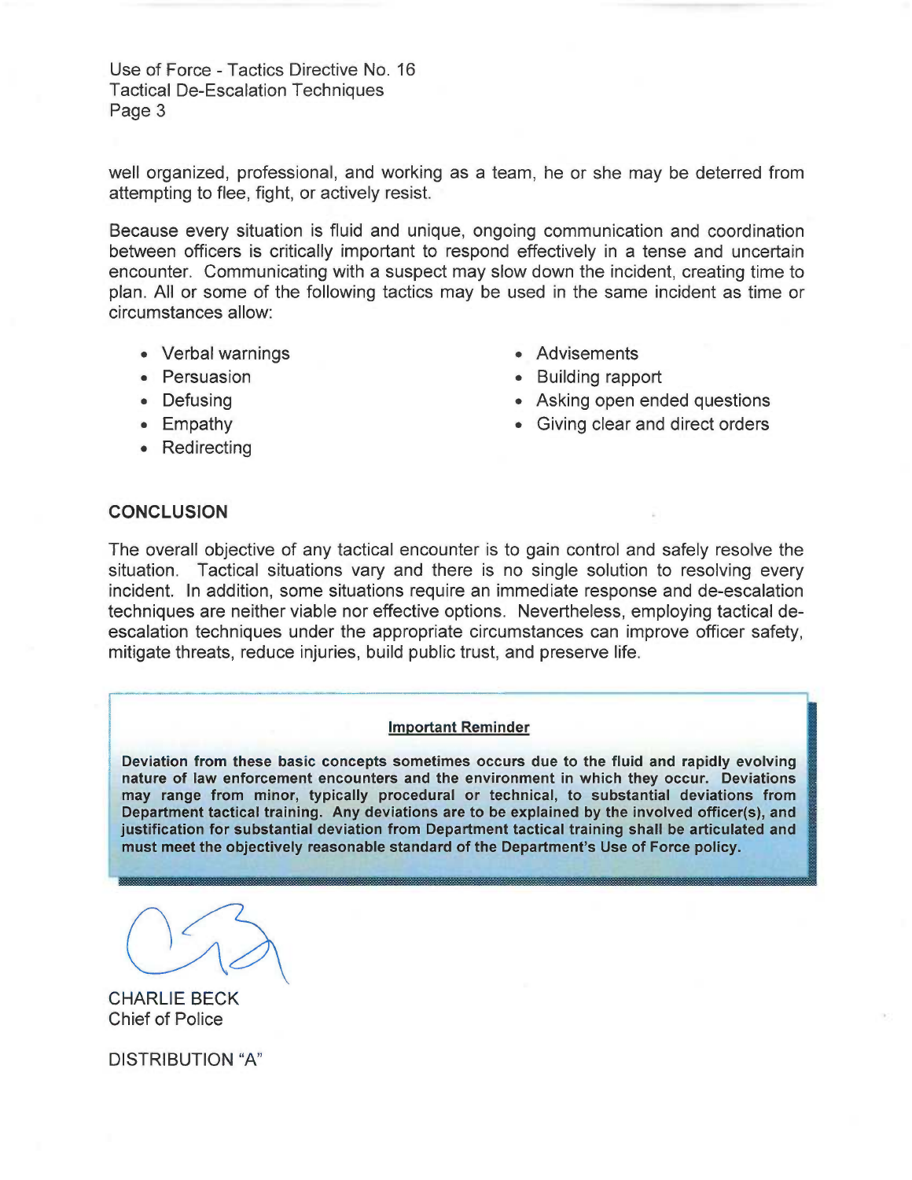well organized, professional, and working as a team, he or she may be deterred from attempting to flee, fight, or actively resist.

Because every situation is fluid and unique, ongoing communication and coordination between officers is critically important to respond effectively in a tense and uncertain encounter. Communicating with a suspect may slow down the incident, creating time to plan. All or some of the following tactics may be used in the same incident as time or circumstances allow:

- Verbal warnings
- Persuasion
- Defusing
- Empathy
- Redirecting
- Advisements
- Building rapport
- Asking open ended questions
- Giving clear and direct orders

**CONCLUSION**

The overall objective of any tactical encounter is to gain control and safely resolve the situation. Tactical situations vary and there is no single solution to resolving every incident. In addition, some situations require an immediate response and de-escalation techniques are neither viable nor effective options. Nevertheless, employing tactical de-escalation techniques under the appropriate circumstances can improve officer safety, mitigate threats, reduce injuries, build public trust, and preserve life.

**Important Reminder**

**Deviation from these basic concepts sometimes occurs due to the fluid and rapidly evolving nature of law enforcement encounters and the environment in which they occur. Deviations may range from minor, typically procedural or technical, to substantial deviations from Department tactical training. Any deviations are to be explained by the involved officer(s), and justification for substantial deviation from Department tactical training shall be articulated and must meet the objectively reasonable standard of the Department's Use of Force policy.**

CHARLIE BECK
Chief of Police

DISTRIBUTION "A"